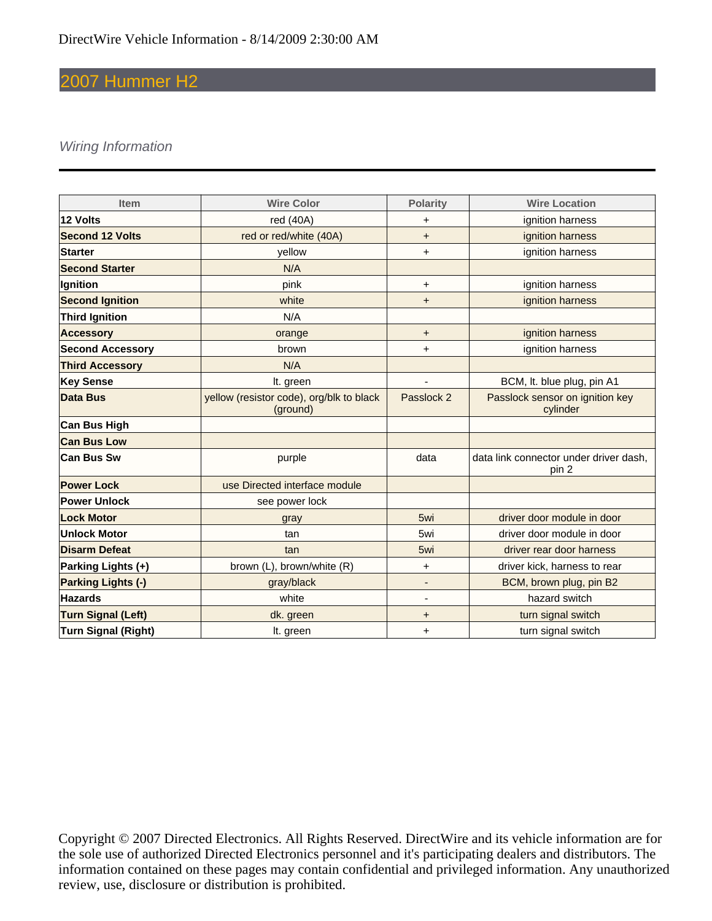DirectWire Vehicle Information - 8/14/2009 2:30:00 AM

# 2007 Hummer H2

## *Wiring Information*

| Item | Wire Color | Polarity | Wire Location |
|---|---|---|---|
| **12 Volts** | red (40A) | + | ignition harness |
| **Second 12 Volts** | red or red/white (40A) | + | ignition harness |
| **Starter** | yellow | + | ignition harness |
| **Second Starter** | N/A | | |
| **Ignition** | pink | + | ignition harness |
| **Second Ignition** | white | + | ignition harness |
| **Third Ignition** | N/A | | |
| **Accessory** | orange | + | ignition harness |
| **Second Accessory** | brown | + | ignition harness |
| **Third Accessory** | N/A | | |
| **Key Sense** | lt. green | - | BCM, lt. blue plug, pin A1 |
| **Data Bus** | yellow (resistor code), org/blk to black (ground) | Passlock 2 | Passlock sensor on ignition key cylinder |
| **Can Bus High** | | | |
| **Can Bus Low** | | | |
| **Can Bus Sw** | purple | data | data link connector under driver dash, pin 2 |
| **Power Lock** | use Directed interface module | | |
| **Power Unlock** | see power lock | | |
| **Lock Motor** | gray | 5wi | driver door module in door |
| **Unlock Motor** | tan | 5wi | driver door module in door |
| **Disarm Defeat** | tan | 5wi | driver rear door harness |
| **Parking Lights (+)** | brown (L), brown/white (R) | + | driver kick, harness to rear |
| **Parking Lights (-)** | gray/black | - | BCM, brown plug, pin B2 |
| **Hazards** | white | - | hazard switch |
| **Turn Signal (Left)** | dk. green | + | turn signal switch |
| **Turn Signal (Right)** | lt. green | + | turn signal switch |

Copyright © 2007 Directed Electronics. All Rights Reserved. DirectWire and its vehicle information are for the sole use of authorized Directed Electronics personnel and it's participating dealers and distributors. The information contained on these pages may contain confidential and privileged information. Any unauthorized review, use, disclosure or distribution is prohibited.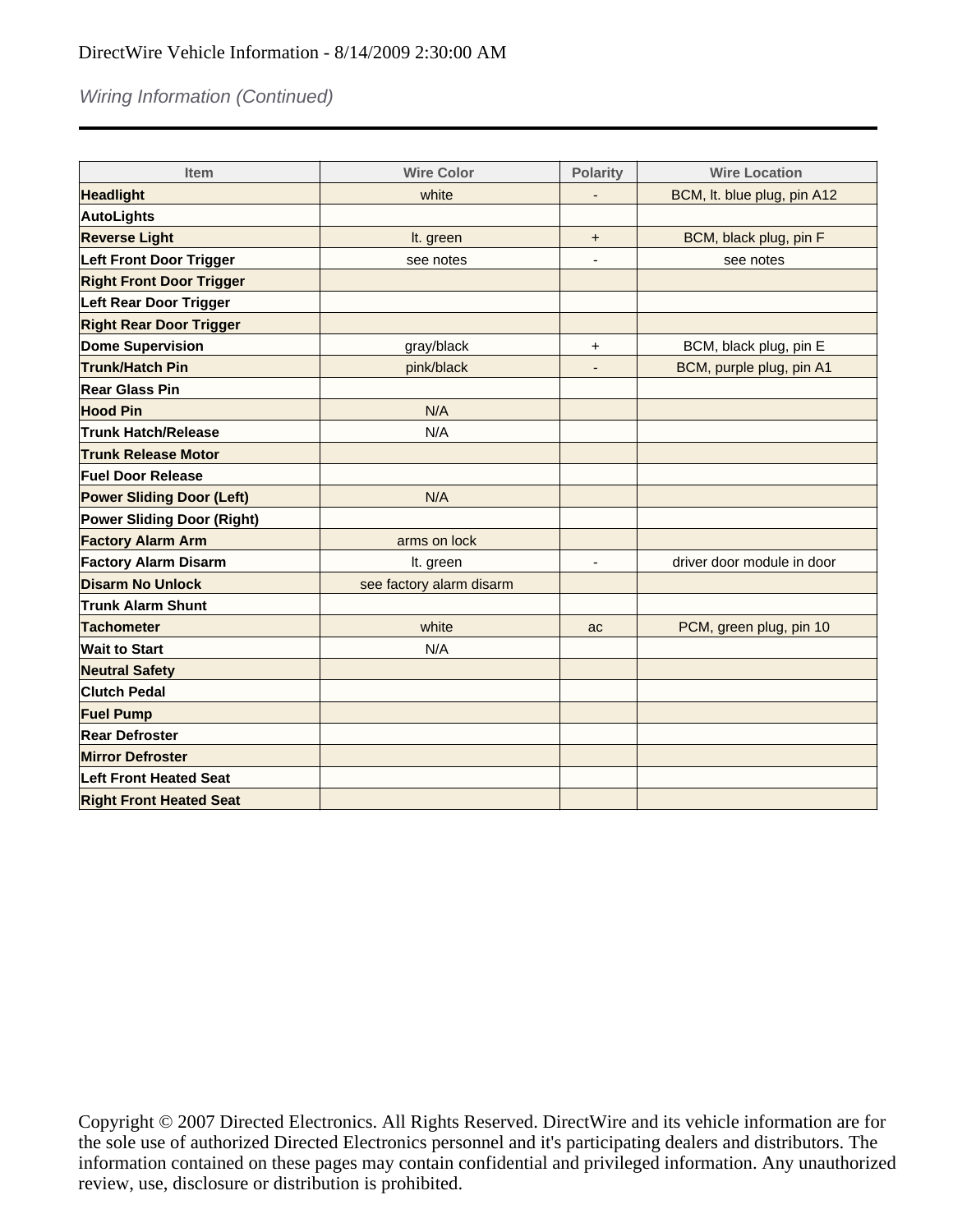DirectWire Vehicle Information - 8/14/2009 2:30:00 AM

*Wiring Information (Continued)*

| Item | Wire Color | Polarity | Wire Location |
| --- | --- | --- | --- |
| **Headlight** | white | - | BCM, lt. blue plug, pin A12 |
| **AutoLights** | | | |
| **Reverse Light** | lt. green | + | BCM, black plug, pin F |
| **Left Front Door Trigger** | see notes | - | see notes |
| **Right Front Door Trigger** | | | |
| **Left Rear Door Trigger** | | | |
| **Right Rear Door Trigger** | | | |
| **Dome Supervision** | gray/black | + | BCM, black plug, pin E |
| **Trunk/Hatch Pin** | pink/black | - | BCM, purple plug, pin A1 |
| **Rear Glass Pin** | | | |
| **Hood Pin** | N/A | | |
| **Trunk Hatch/Release** | N/A | | |
| **Trunk Release Motor** | | | |
| **Fuel Door Release** | | | |
| **Power Sliding Door (Left)** | N/A | | |
| **Power Sliding Door (Right)** | | | |
| **Factory Alarm Arm** | arms on lock | | |
| **Factory Alarm Disarm** | lt. green | - | driver door module in door |
| **Disarm No Unlock** | see factory alarm disarm | | |
| **Trunk Alarm Shunt** | | | |
| **Tachometer** | white | ac | PCM, green plug, pin 10 |
| **Wait to Start** | N/A | | |
| **Neutral Safety** | | | |
| **Clutch Pedal** | | | |
| **Fuel Pump** | | | |
| **Rear Defroster** | | | |
| **Mirror Defroster** | | | |
| **Left Front Heated Seat** | | | |
| **Right Front Heated Seat** | | | |

Copyright © 2007 Directed Electronics. All Rights Reserved. DirectWire and its vehicle information are for the sole use of authorized Directed Electronics personnel and it's participating dealers and distributors. The information contained on these pages may contain confidential and privileged information. Any unauthorized review, use, disclosure or distribution is prohibited.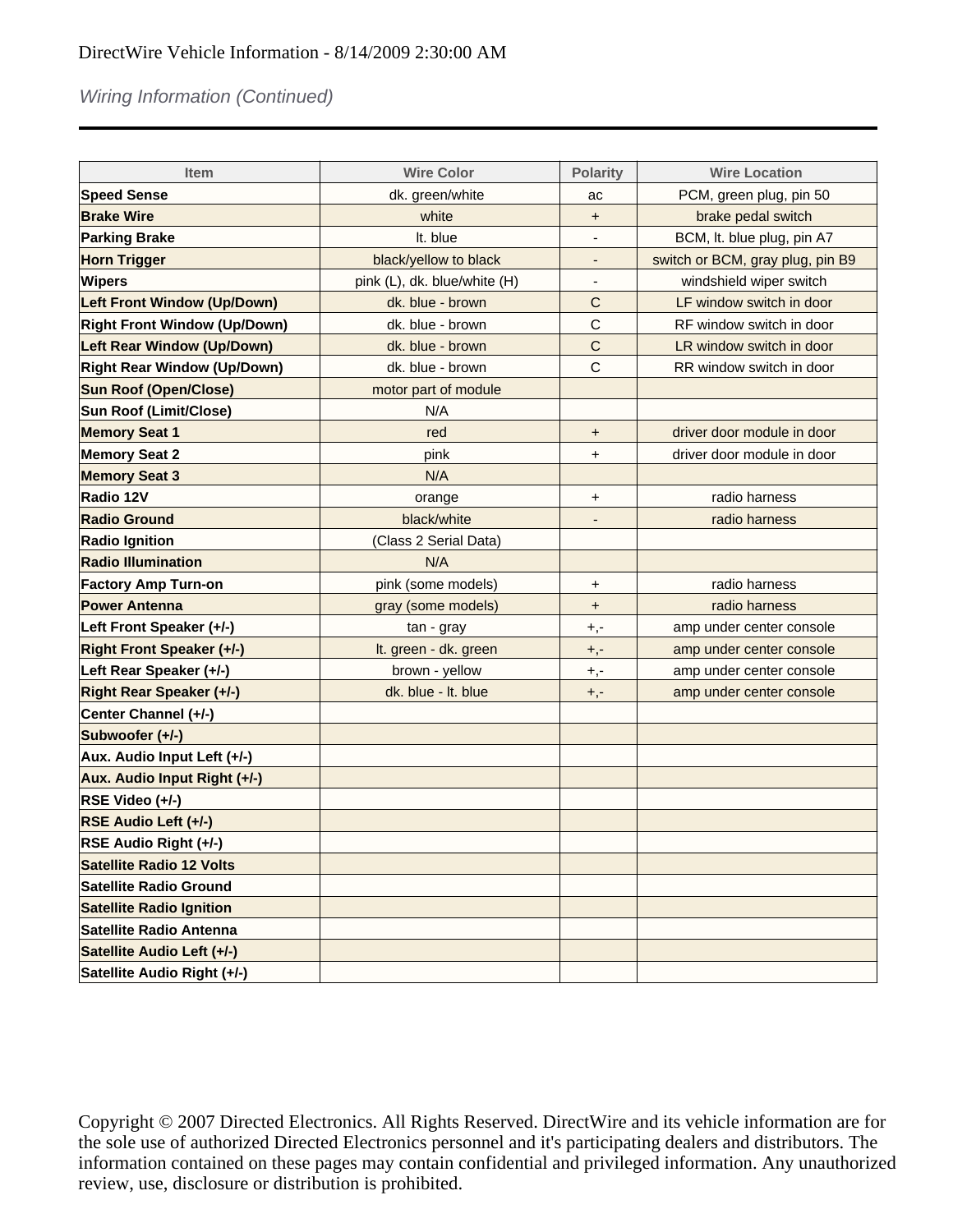DirectWire Vehicle Information - 8/14/2009 2:30:00 AM

*Wiring Information (Continued)*

| Item | Wire Color | Polarity | Wire Location |
|---|---|---|---|
| **Speed Sense** | dk. green/white | ac | PCM, green plug, pin 50 |
| **Brake Wire** | white | + | brake pedal switch |
| **Parking Brake** | lt. blue | - | BCM, lt. blue plug, pin A7 |
| **Horn Trigger** | black/yellow to black | - | switch or BCM, gray plug, pin B9 |
| **Wipers** | pink (L), dk. blue/white (H) | - | windshield wiper switch |
| **Left Front Window (Up/Down)** | dk. blue - brown | C | LF window switch in door |
| **Right Front Window (Up/Down)** | dk. blue - brown | C | RF window switch in door |
| **Left Rear Window (Up/Down)** | dk. blue - brown | C | LR window switch in door |
| **Right Rear Window (Up/Down)** | dk. blue - brown | C | RR window switch in door |
| **Sun Roof (Open/Close)** | motor part of module | | |
| **Sun Roof (Limit/Close)** | N/A | | |
| **Memory Seat 1** | red | + | driver door module in door |
| **Memory Seat 2** | pink | + | driver door module in door |
| **Memory Seat 3** | N/A | | |
| **Radio 12V** | orange | + | radio harness |
| **Radio Ground** | black/white | - | radio harness |
| **Radio Ignition** | (Class 2 Serial Data) | | |
| **Radio Illumination** | N/A | | |
| **Factory Amp Turn-on** | pink (some models) | + | radio harness |
| **Power Antenna** | gray (some models) | + | radio harness |
| **Left Front Speaker (+/-)** | tan - gray | +,- | amp under center console |
| **Right Front Speaker (+/-)** | lt. green - dk. green | +,- | amp under center console |
| **Left Rear Speaker (+/-)** | brown - yellow | +,- | amp under center console |
| **Right Rear Speaker (+/-)** | dk. blue - lt. blue | +,- | amp under center console |
| **Center Channel (+/-)** | | | |
| **Subwoofer (+/-)** | | | |
| **Aux. Audio Input Left (+/-)** | | | |
| **Aux. Audio Input Right (+/-)** | | | |
| **RSE Video (+/-)** | | | |
| **RSE Audio Left (+/-)** | | | |
| **RSE Audio Right (+/-)** | | | |
| **Satellite Radio 12 Volts** | | | |
| **Satellite Radio Ground** | | | |
| **Satellite Radio Ignition** | | | |
| **Satellite Radio Antenna** | | | |
| **Satellite Audio Left (+/-)** | | | |
| **Satellite Audio Right (+/-)** | | | |

Copyright © 2007 Directed Electronics. All Rights Reserved. DirectWire and its vehicle information are for the sole use of authorized Directed Electronics personnel and it's participating dealers and distributors. The information contained on these pages may contain confidential and privileged information. Any unauthorized review, use, disclosure or distribution is prohibited.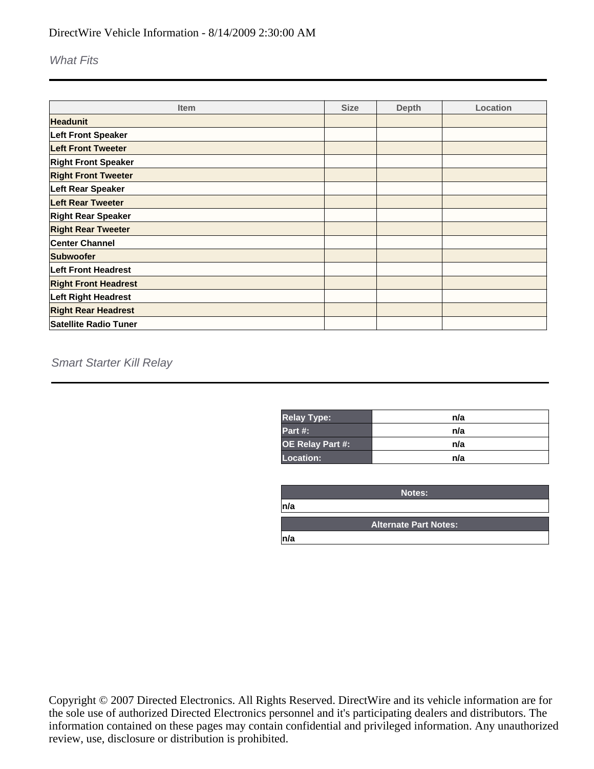DirectWire Vehicle Information - 8/14/2009 2:30:00 AM

## What Fits

| Item | Size | Depth | Location |
|---|---|---|---|
| **Headunit** | | | |
| **Left Front Speaker** | | | |
| **Left Front Tweeter** | | | |
| **Right Front Speaker** | | | |
| **Right Front Tweeter** | | | |
| **Left Rear Speaker** | | | |
| **Left Rear Tweeter** | | | |
| **Right Rear Speaker** | | | |
| **Right Rear Tweeter** | | | |
| **Center Channel** | | | |
| **Subwoofer** | | | |
| **Left Front Headrest** | | | |
| **Right Front Headrest** | | | |
| **Left Right Headrest** | | | |
| **Right Rear Headrest** | | | |
| **Satellite Radio Tuner** | | | |

## Smart Starter Kill Relay

| | |
|---|---|
| **Relay Type:** | **n/a** |
| **Part #:** | **n/a** |
| **OE Relay Part #:** | **n/a** |
| **Location:** | **n/a** |

| Notes: |
|---|
| **n/a** |

| Alternate Part Notes: |
|---|
| **n/a** |

Copyright © 2007 Directed Electronics. All Rights Reserved. DirectWire and its vehicle information are for the sole use of authorized Directed Electronics personnel and it's participating dealers and distributors. The information contained on these pages may contain confidential and privileged information. Any unauthorized review, use, disclosure or distribution is prohibited.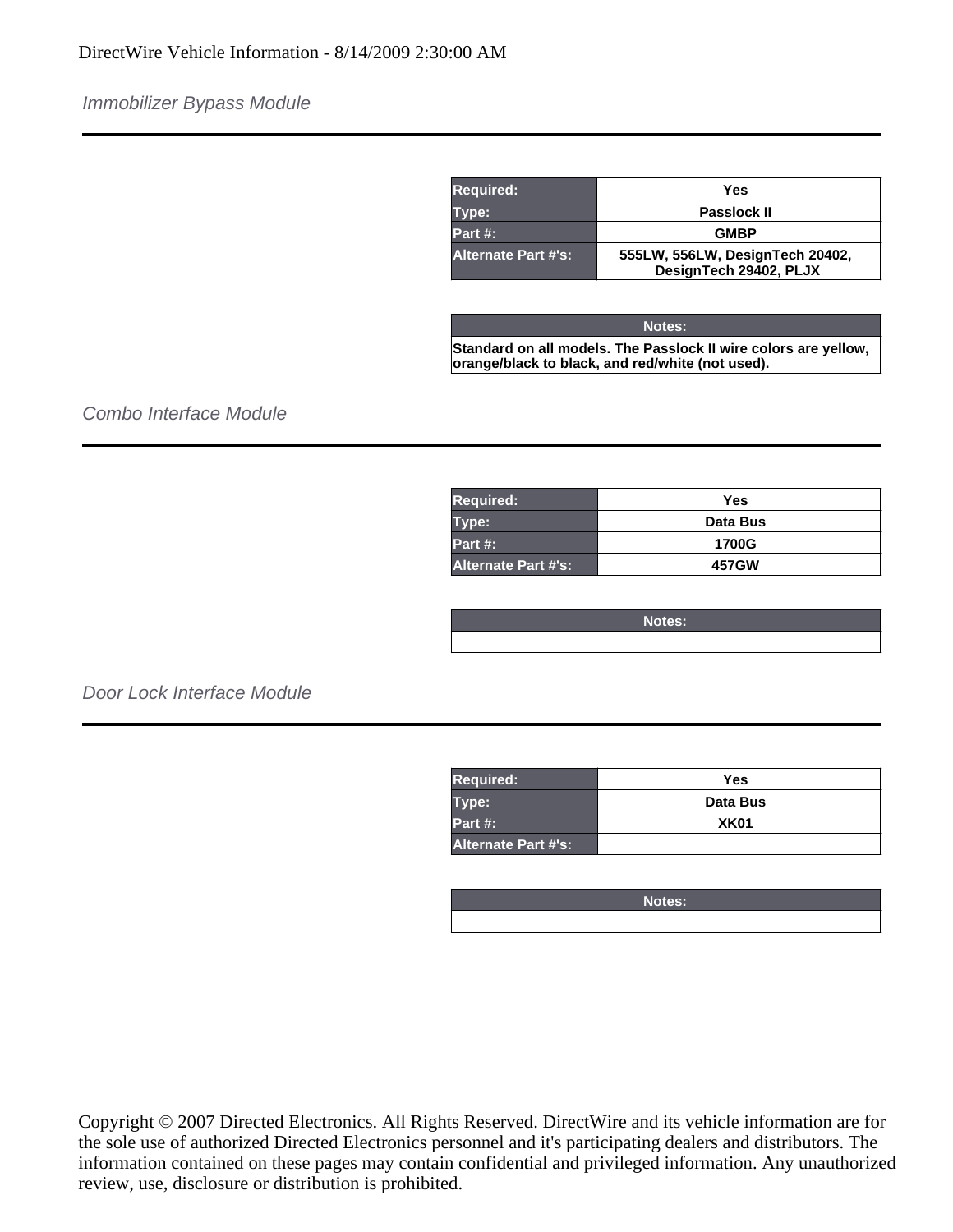## Immobilizer Bypass Module

| | |
|---|---|
| **Required:** | **Yes** |
| **Type:** | **Passlock II** |
| **Part #:** | **GMBP** |
| **Alternate Part #'s:** | **555LW, 556LW, DesignTech 20402, DesignTech 29402, PLJX** |

| **Notes:** |
|---|
| **Standard on all models. The Passlock II wire colors are yellow, orange/black to black, and red/white (not used).** |

## Combo Interface Module

| | |
|---|---|
| **Required:** | **Yes** |
| **Type:** | **Data Bus** |
| **Part #:** | **1700G** |
| **Alternate Part #'s:** | **457GW** |

| **Notes:** |
|---|
| |

## Door Lock Interface Module

| | |
|---|---|
| **Required:** | **Yes** |
| **Type:** | **Data Bus** |
| **Part #:** | **XK01** |
| **Alternate Part #'s:** | |

| **Notes:** |
|---|
| |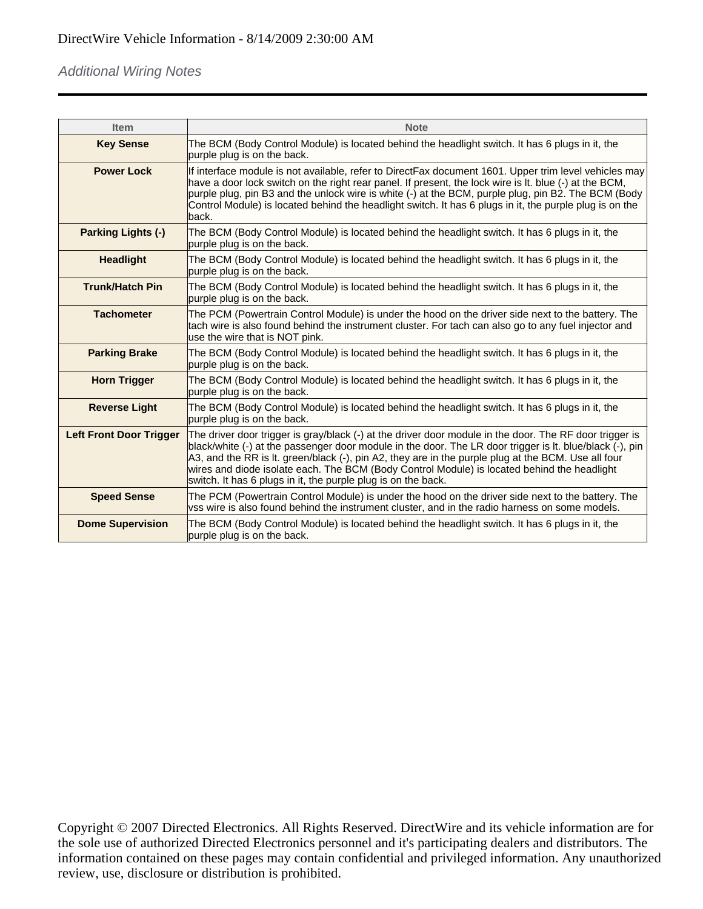DirectWire Vehicle Information - 8/14/2009 2:30:00 AM

*Additional Wiring Notes*

| Item | Note |
| --- | --- |
| **Key Sense** | The BCM (Body Control Module) is located behind the headlight switch. It has 6 plugs in it, the purple plug is on the back. |
| **Power Lock** | If interface module is not available, refer to DirectFax document 1601. Upper trim level vehicles may have a door lock switch on the right rear panel. If present, the lock wire is lt. blue (-) at the BCM, purple plug, pin B3 and the unlock wire is white (-) at the BCM, purple plug, pin B2. The BCM (Body Control Module) is located behind the headlight switch. It has 6 plugs in it, the purple plug is on the back. |
| **Parking Lights (-)** | The BCM (Body Control Module) is located behind the headlight switch. It has 6 plugs in it, the purple plug is on the back. |
| **Headlight** | The BCM (Body Control Module) is located behind the headlight switch. It has 6 plugs in it, the purple plug is on the back. |
| **Trunk/Hatch Pin** | The BCM (Body Control Module) is located behind the headlight switch. It has 6 plugs in it, the purple plug is on the back. |
| **Tachometer** | The PCM (Powertrain Control Module) is under the hood on the driver side next to the battery. The tach wire is also found behind the instrument cluster. For tach can also go to any fuel injector and use the wire that is NOT pink. |
| **Parking Brake** | The BCM (Body Control Module) is located behind the headlight switch. It has 6 plugs in it, the purple plug is on the back. |
| **Horn Trigger** | The BCM (Body Control Module) is located behind the headlight switch. It has 6 plugs in it, the purple plug is on the back. |
| **Reverse Light** | The BCM (Body Control Module) is located behind the headlight switch. It has 6 plugs in it, the purple plug is on the back. |
| **Left Front Door Trigger** | The driver door trigger is gray/black (-) at the driver door module in the door. The RF door trigger is black/white (-) at the passenger door module in the door. The LR door trigger is lt. blue/black (-), pin A3, and the RR is lt. green/black (-), pin A2, they are in the purple plug at the BCM. Use all four wires and diode isolate each. The BCM (Body Control Module) is located behind the headlight switch. It has 6 plugs in it, the purple plug is on the back. |
| **Speed Sense** | The PCM (Powertrain Control Module) is under the hood on the driver side next to the battery. The vss wire is also found behind the instrument cluster, and in the radio harness on some models. |
| **Dome Supervision** | The BCM (Body Control Module) is located behind the headlight switch. It has 6 plugs in it, the purple plug is on the back. |

Copyright © 2007 Directed Electronics. All Rights Reserved. DirectWire and its vehicle information are for the sole use of authorized Directed Electronics personnel and it's participating dealers and distributors. The information contained on these pages may contain confidential and privileged information. Any unauthorized review, use, disclosure or distribution is prohibited.